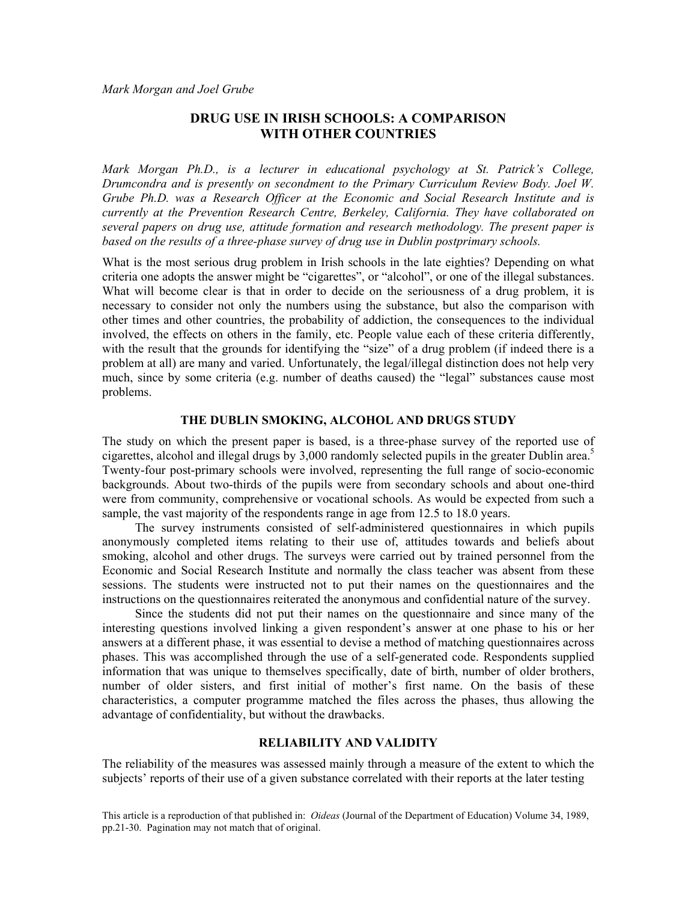*Mark Morgan and Joel Grube*

# DRUG USE IN IRISH SCHOOLS: A COMPARISON WITH OTHER COUNTRIES

*Mark Morgan Ph.D., is a lecturer in educational psychology at St. Patrick's College, Drumcondra and is presently on secondment to the Primary Curriculum Review Body. Joel W. Grube Ph.D. was a Research Officer at the Economic and Social Research Institute and is currently at the Prevention Research Centre, Berkeley, California. They have collaborated on several papers on drug use, attitude formation and research methodology. The present paper is based on the results of a three-phase survey of drug use in Dublin postprimary schools.*

What is the most serious drug problem in Irish schools in the late eighties? Depending on what criteria one adopts the answer might be "cigarettes", or "alcohol", or one of the illegal substances. What will become clear is that in order to decide on the seriousness of a drug problem, it is necessary to consider not only the numbers using the substance, but also the comparison with other times and other countries, the probability of addiction, the consequences to the individual involved, the effects on others in the family, etc. People value each of these criteria differently, with the result that the grounds for identifying the "size" of a drug problem (if indeed there is a problem at all) are many and varied. Unfortunately, the legal/illegal distinction does not help very much, since by some criteria (e.g. number of deaths caused) the "legal" substances cause most problems.

## THE DUBLIN SMOKING, ALCOHOL AND DRUGS STUDY

The study on which the present paper is based, is a three-phase survey of the reported use of cigarettes, alcohol and illegal drugs by 3,000 randomly selected pupils in the greater Dublin area.[5] Twenty-four post-primary schools were involved, representing the full range of socio-economic backgrounds. About two-thirds of the pupils were from secondary schools and about one-third were from community, comprehensive or vocational schools. As would be expected from such a sample, the vast majority of the respondents range in age from 12.5 to 18.0 years.

The survey instruments consisted of self-administered questionnaires in which pupils anonymously completed items relating to their use of, attitudes towards and beliefs about smoking, alcohol and other drugs. The surveys were carried out by trained personnel from the Economic and Social Research Institute and normally the class teacher was absent from these sessions. The students were instructed not to put their names on the questionnaires and the instructions on the questionnaires reiterated the anonymous and confidential nature of the survey.

Since the students did not put their names on the questionnaire and since many of the interesting questions involved linking a given respondent's answer at one phase to his or her answers at a different phase, it was essential to devise a method of matching questionnaires across phases. This was accomplished through the use of a self-generated code. Respondents supplied information that was unique to themselves specifically, date of birth, number of older brothers, number of older sisters, and first initial of mother's first name. On the basis of these characteristics, a computer programme matched the files across the phases, thus allowing the advantage of confidentiality, but without the drawbacks.

## RELIABILITY AND VALIDITY

The reliability of the measures was assessed mainly through a measure of the extent to which the subjects' reports of their use of a given substance correlated with their reports at the later testing

This article is a reproduction of that published in: *Oideas* (Journal of the Department of Education) Volume 34, 1989, pp.21-30. Pagination may not match that of original.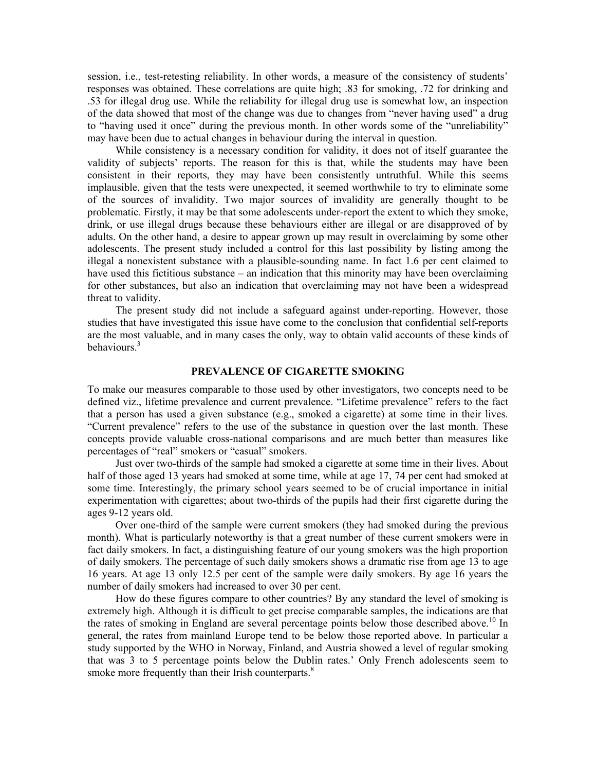session, i.e., test-retesting reliability. In other words, a measure of the consistency of students' responses was obtained. These correlations are quite high; .83 for smoking, .72 for drinking and .53 for illegal drug use. While the reliability for illegal drug use is somewhat low, an inspection of the data showed that most of the change was due to changes from "never having used" a drug to "having used it once" during the previous month. In other words some of the "unreliability" may have been due to actual changes in behaviour during the interval in question.

While consistency is a necessary condition for validity, it does not of itself guarantee the validity of subjects' reports. The reason for this is that, while the students may have been consistent in their reports, they may have been consistently untruthful. While this seems implausible, given that the tests were unexpected, it seemed worthwhile to try to eliminate some of the sources of invalidity. Two major sources of invalidity are generally thought to be problematic. Firstly, it may be that some adolescents under-report the extent to which they smoke, drink, or use illegal drugs because these behaviours either are illegal or are disapproved of by adults. On the other hand, a desire to appear grown up may result in overclaiming by some other adolescents. The present study included a control for this last possibility by listing among the illegal a nonexistent substance with a plausible-sounding name. In fact 1.6 per cent claimed to have used this fictitious substance – an indication that this minority may have been overclaiming for other substances, but also an indication that overclaiming may not have been a widespread threat to validity.

The present study did not include a safeguard against under-reporting. However, those studies that have investigated this issue have come to the conclusion that confidential self-reports are the most valuable, and in many cases the only, way to obtain valid accounts of these kinds of behaviours.[3]

## PREVALENCE OF CIGARETTE SMOKING

To make our measures comparable to those used by other investigators, two concepts need to be defined viz., lifetime prevalence and current prevalence. "Lifetime prevalence" refers to the fact that a person has used a given substance (e.g., smoked a cigarette) at some time in their lives. "Current prevalence" refers to the use of the substance in question over the last month. These concepts provide valuable cross-national comparisons and are much better than measures like percentages of "real" smokers or "casual" smokers.

Just over two-thirds of the sample had smoked a cigarette at some time in their lives. About half of those aged 13 years had smoked at some time, while at age 17, 74 per cent had smoked at some time. Interestingly, the primary school years seemed to be of crucial importance in initial experimentation with cigarettes; about two-thirds of the pupils had their first cigarette during the ages 9-12 years old.

Over one-third of the sample were current smokers (they had smoked during the previous month). What is particularly noteworthy is that a great number of these current smokers were in fact daily smokers. In fact, a distinguishing feature of our young smokers was the high proportion of daily smokers. The percentage of such daily smokers shows a dramatic rise from age 13 to age 16 years. At age 13 only 12.5 per cent of the sample were daily smokers. By age 16 years the number of daily smokers had increased to over 30 per cent.

How do these figures compare to other countries? By any standard the level of smoking is extremely high. Although it is difficult to get precise comparable samples, the indications are that the rates of smoking in England are several percentage points below those described above.[10] In general, the rates from mainland Europe tend to be below those reported above. In particular a study supported by the WHO in Norway, Finland, and Austria showed a level of regular smoking that was 3 to 5 percentage points below the Dublin rates.' Only French adolescents seem to smoke more frequently than their Irish counterparts.[8]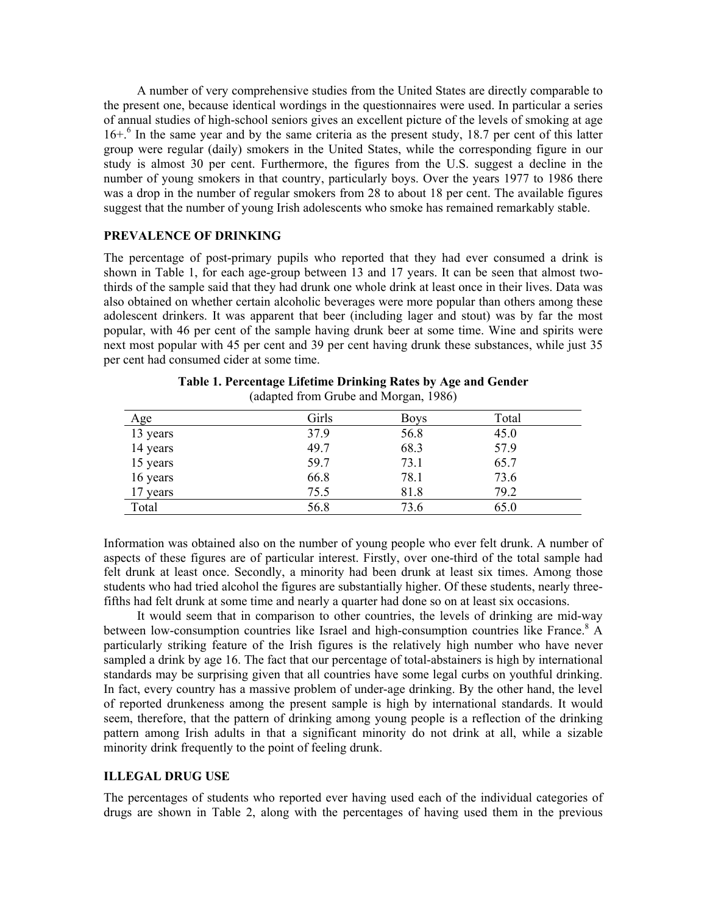A number of very comprehensive studies from the United States are directly comparable to the present one, because identical wordings in the questionnaires were used. In particular a series of annual studies of high-school seniors gives an excellent picture of the levels of smoking at age 16+.[6] In the same year and by the same criteria as the present study, 18.7 per cent of this latter group were regular (daily) smokers in the United States, while the corresponding figure in our study is almost 30 per cent. Furthermore, the figures from the U.S. suggest a decline in the number of young smokers in that country, particularly boys. Over the years 1977 to 1986 there was a drop in the number of regular smokers from 28 to about 18 per cent. The available figures suggest that the number of young Irish adolescents who smoke has remained remarkably stable.

## PREVALENCE OF DRINKING

The percentage of post-primary pupils who reported that they had ever consumed a drink is shown in Table 1, for each age-group between 13 and 17 years. It can be seen that almost two-thirds of the sample said that they had drunk one whole drink at least once in their lives. Data was also obtained on whether certain alcoholic beverages were more popular than others among these adolescent drinkers. It was apparent that beer (including lager and stout) was by far the most popular, with 46 per cent of the sample having drunk beer at some time. Wine and spirits were next most popular with 45 per cent and 39 per cent having drunk these substances, while just 35 per cent had consumed cider at some time.

**Table 1. Percentage Lifetime Drinking Rates by Age and Gender**
(adapted from Grube and Morgan, 1986)

| Age | Girls | Boys | Total |
|---|---|---|---|
| 13 years | 37.9 | 56.8 | 45.0 |
| 14 years | 49.7 | 68.3 | 57.9 |
| 15 years | 59.7 | 73.1 | 65.7 |
| 16 years | 66.8 | 78.1 | 73.6 |
| 17 years | 75.5 | 81.8 | 79.2 |
| Total | 56.8 | 73.6 | 65.0 |

Information was obtained also on the number of young people who ever felt drunk. A number of aspects of these figures are of particular interest. Firstly, over one-third of the total sample had felt drunk at least once. Secondly, a minority had been drunk at least six times. Among those students who had tried alcohol the figures are substantially higher. Of these students, nearly three-fifths had felt drunk at some time and nearly a quarter had done so on at least six occasions.

It would seem that in comparison to other countries, the levels of drinking are mid-way between low-consumption countries like Israel and high-consumption countries like France.[8] A particularly striking feature of the Irish figures is the relatively high number who have never sampled a drink by age 16. The fact that our percentage of total-abstainers is high by international standards may be surprising given that all countries have some legal curbs on youthful drinking. In fact, every country has a massive problem of under-age drinking. By the other hand, the level of reported drunkeness among the present sample is high by international standards. It would seem, therefore, that the pattern of drinking among young people is a reflection of the drinking pattern among Irish adults in that a significant minority do not drink at all, while a sizable minority drink frequently to the point of feeling drunk.

## ILLEGAL DRUG USE

The percentages of students who reported ever having used each of the individual categories of drugs are shown in Table 2, along with the percentages of having used them in the previous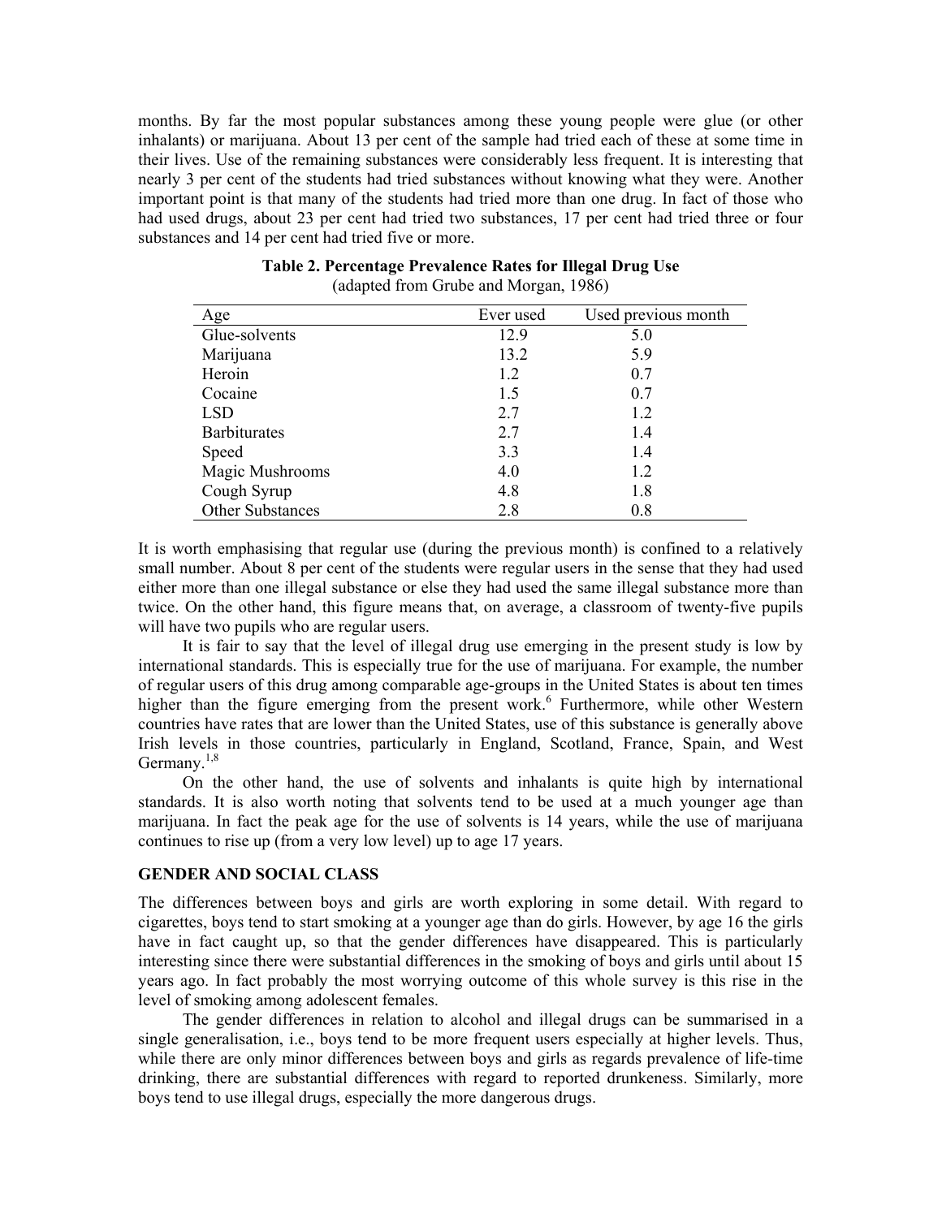months. By far the most popular substances among these young people were glue (or other inhalants) or marijuana. About 13 per cent of the sample had tried each of these at some time in their lives. Use of the remaining substances were considerably less frequent. It is interesting that nearly 3 per cent of the students had tried substances without knowing what they were. Another important point is that many of the students had tried more than one drug. In fact of those who had used drugs, about 23 per cent had tried two substances, 17 per cent had tried three or four substances and 14 per cent had tried five or more.

**Table 2. Percentage Prevalence Rates for Illegal Drug Use**
(adapted from Grube and Morgan, 1986)

| Age | Ever used | Used previous month |
|---|---|---|
| Glue-solvents | 12.9 | 5.0 |
| Marijuana | 13.2 | 5.9 |
| Heroin | 1.2 | 0.7 |
| Cocaine | 1.5 | 0.7 |
| LSD | 2.7 | 1.2 |
| Barbiturates | 2.7 | 1.4 |
| Speed | 3.3 | 1.4 |
| Magic Mushrooms | 4.0 | 1.2 |
| Cough Syrup | 4.8 | 1.8 |
| Other Substances | 2.8 | 0.8 |

It is worth emphasising that regular use (during the previous month) is confined to a relatively small number. About 8 per cent of the students were regular users in the sense that they had used either more than one illegal substance or else they had used the same illegal substance more than twice. On the other hand, this figure means that, on average, a classroom of twenty-five pupils will have two pupils who are regular users.

It is fair to say that the level of illegal drug use emerging in the present study is low by international standards. This is especially true for the use of marijuana. For example, the number of regular users of this drug among comparable age-groups in the United States is about ten times higher than the figure emerging from the present work.[6] Furthermore, while other Western countries have rates that are lower than the United States, use of this substance is generally above Irish levels in those countries, particularly in England, Scotland, France, Spain, and West Germany.[1,8]

On the other hand, the use of solvents and inhalants is quite high by international standards. It is also worth noting that solvents tend to be used at a much younger age than marijuana. In fact the peak age for the use of solvents is 14 years, while the use of marijuana continues to rise up (from a very low level) up to age 17 years.

## GENDER AND SOCIAL CLASS

The differences between boys and girls are worth exploring in some detail. With regard to cigarettes, boys tend to start smoking at a younger age than do girls. However, by age 16 the girls have in fact caught up, so that the gender differences have disappeared. This is particularly interesting since there were substantial differences in the smoking of boys and girls until about 15 years ago. In fact probably the most worrying outcome of this whole survey is this rise in the level of smoking among adolescent females.

The gender differences in relation to alcohol and illegal drugs can be summarised in a single generalisation, i.e., boys tend to be more frequent users especially at higher levels. Thus, while there are only minor differences between boys and girls as regards prevalence of life-time drinking, there are substantial differences with regard to reported drunkeness. Similarly, more boys tend to use illegal drugs, especially the more dangerous drugs.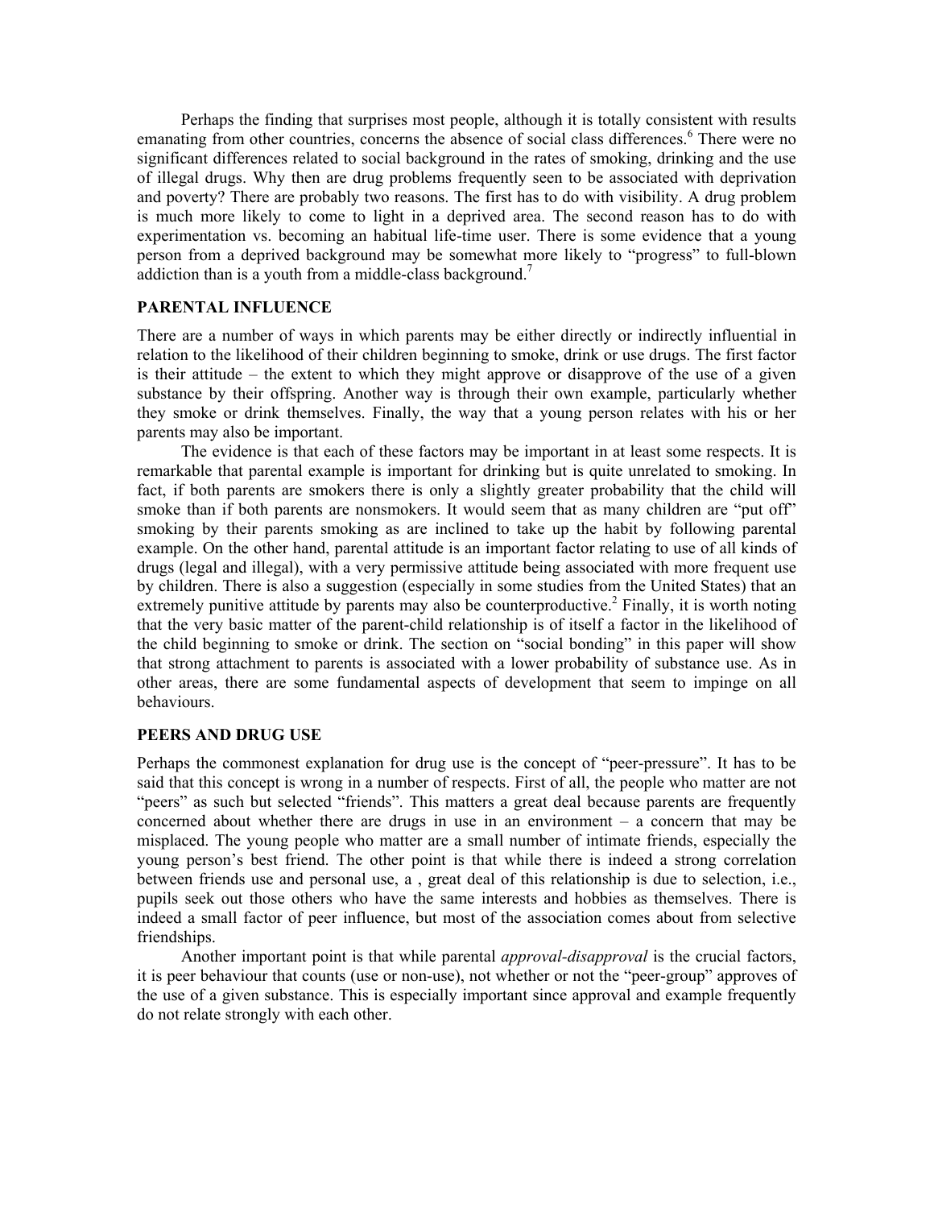Perhaps the finding that surprises most people, although it is totally consistent with results emanating from other countries, concerns the absence of social class differences.[6] There were no significant differences related to social background in the rates of smoking, drinking and the use of illegal drugs. Why then are drug problems frequently seen to be associated with deprivation and poverty? There are probably two reasons. The first has to do with visibility. A drug problem is much more likely to come to light in a deprived area. The second reason has to do with experimentation vs. becoming an habitual life-time user. There is some evidence that a young person from a deprived background may be somewhat more likely to "progress" to full-blown addiction than is a youth from a middle-class background.[7]

## PARENTAL INFLUENCE

There are a number of ways in which parents may be either directly or indirectly influential in relation to the likelihood of their children beginning to smoke, drink or use drugs. The first factor is their attitude – the extent to which they might approve or disapprove of the use of a given substance by their offspring. Another way is through their own example, particularly whether they smoke or drink themselves. Finally, the way that a young person relates with his or her parents may also be important.

The evidence is that each of these factors may be important in at least some respects. It is remarkable that parental example is important for drinking but is quite unrelated to smoking. In fact, if both parents are smokers there is only a slightly greater probability that the child will smoke than if both parents are nonsmokers. It would seem that as many children are "put off" smoking by their parents smoking as are inclined to take up the habit by following parental example. On the other hand, parental attitude is an important factor relating to use of all kinds of drugs (legal and illegal), with a very permissive attitude being associated with more frequent use by children. There is also a suggestion (especially in some studies from the United States) that an extremely punitive attitude by parents may also be counterproductive.[2] Finally, it is worth noting that the very basic matter of the parent-child relationship is of itself a factor in the likelihood of the child beginning to smoke or drink. The section on "social bonding" in this paper will show that strong attachment to parents is associated with a lower probability of substance use. As in other areas, there are some fundamental aspects of development that seem to impinge on all behaviours.

## PEERS AND DRUG USE

Perhaps the commonest explanation for drug use is the concept of "peer-pressure". It has to be said that this concept is wrong in a number of respects. First of all, the people who matter are not "peers" as such but selected "friends". This matters a great deal because parents are frequently concerned about whether there are drugs in use in an environment – a concern that may be misplaced. The young people who matter are a small number of intimate friends, especially the young person's best friend. The other point is that while there is indeed a strong correlation between friends use and personal use, a , great deal of this relationship is due to selection, i.e., pupils seek out those others who have the same interests and hobbies as themselves. There is indeed a small factor of peer influence, but most of the association comes about from selective friendships.

Another important point is that while parental *approval-disapproval* is the crucial factors, it is peer behaviour that counts (use or non-use), not whether or not the "peer-group" approves of the use of a given substance. This is especially important since approval and example frequently do not relate strongly with each other.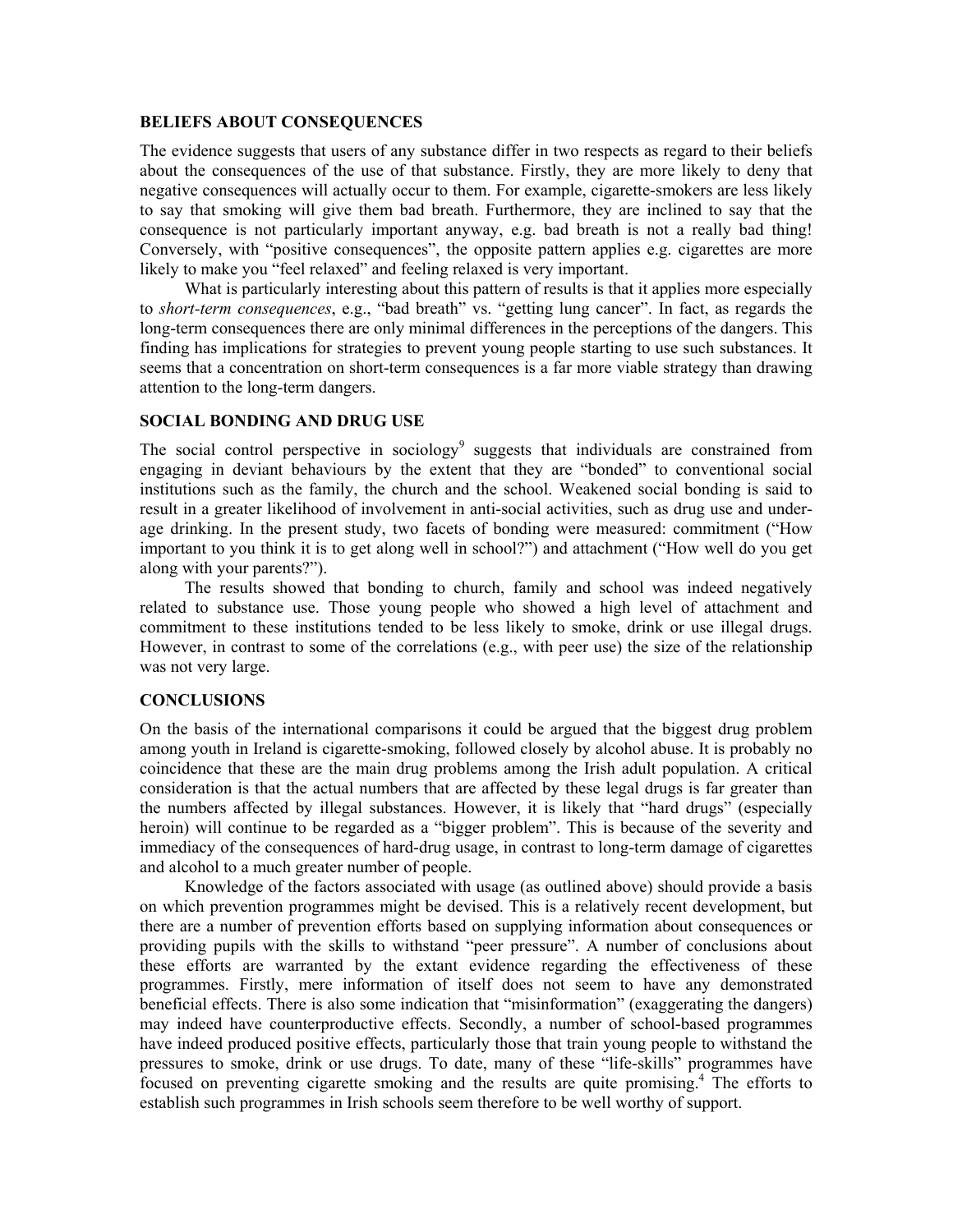## BELIEFS ABOUT CONSEQUENCES

The evidence suggests that users of any substance differ in two respects as regard to their beliefs about the consequences of the use of that substance. Firstly, they are more likely to deny that negative consequences will actually occur to them. For example, cigarette-smokers are less likely to say that smoking will give them bad breath. Furthermore, they are inclined to say that the consequence is not particularly important anyway, e.g. bad breath is not a really bad thing! Conversely, with "positive consequences", the opposite pattern applies e.g. cigarettes are more likely to make you "feel relaxed" and feeling relaxed is very important.

What is particularly interesting about this pattern of results is that it applies more especially to *short-term consequences*, e.g., "bad breath" vs. "getting lung cancer". In fact, as regards the long-term consequences there are only minimal differences in the perceptions of the dangers. This finding has implications for strategies to prevent young people starting to use such substances. It seems that a concentration on short-term consequences is a far more viable strategy than drawing attention to the long-term dangers.

## SOCIAL BONDING AND DRUG USE

The social control perspective in sociology[9] suggests that individuals are constrained from engaging in deviant behaviours by the extent that they are "bonded" to conventional social institutions such as the family, the church and the school. Weakened social bonding is said to result in a greater likelihood of involvement in anti-social activities, such as drug use and under-age drinking. In the present study, two facets of bonding were measured: commitment ("How important to you think it is to get along well in school?") and attachment ("How well do you get along with your parents?").

The results showed that bonding to church, family and school was indeed negatively related to substance use. Those young people who showed a high level of attachment and commitment to these institutions tended to be less likely to smoke, drink or use illegal drugs. However, in contrast to some of the correlations (e.g., with peer use) the size of the relationship was not very large.

## CONCLUSIONS

On the basis of the international comparisons it could be argued that the biggest drug problem among youth in Ireland is cigarette-smoking, followed closely by alcohol abuse. It is probably no coincidence that these are the main drug problems among the Irish adult population. A critical consideration is that the actual numbers that are affected by these legal drugs is far greater than the numbers affected by illegal substances. However, it is likely that "hard drugs" (especially heroin) will continue to be regarded as a "bigger problem". This is because of the severity and immediacy of the consequences of hard-drug usage, in contrast to long-term damage of cigarettes and alcohol to a much greater number of people.

Knowledge of the factors associated with usage (as outlined above) should provide a basis on which prevention programmes might be devised. This is a relatively recent development, but there are a number of prevention efforts based on supplying information about consequences or providing pupils with the skills to withstand "peer pressure". A number of conclusions about these efforts are warranted by the extant evidence regarding the effectiveness of these programmes. Firstly, mere information of itself does not seem to have any demonstrated beneficial effects. There is also some indication that "misinformation" (exaggerating the dangers) may indeed have counterproductive effects. Secondly, a number of school-based programmes have indeed produced positive effects, particularly those that train young people to withstand the pressures to smoke, drink or use drugs. To date, many of these "life-skills" programmes have focused on preventing cigarette smoking and the results are quite promising.[4] The efforts to establish such programmes in Irish schools seem therefore to be well worthy of support.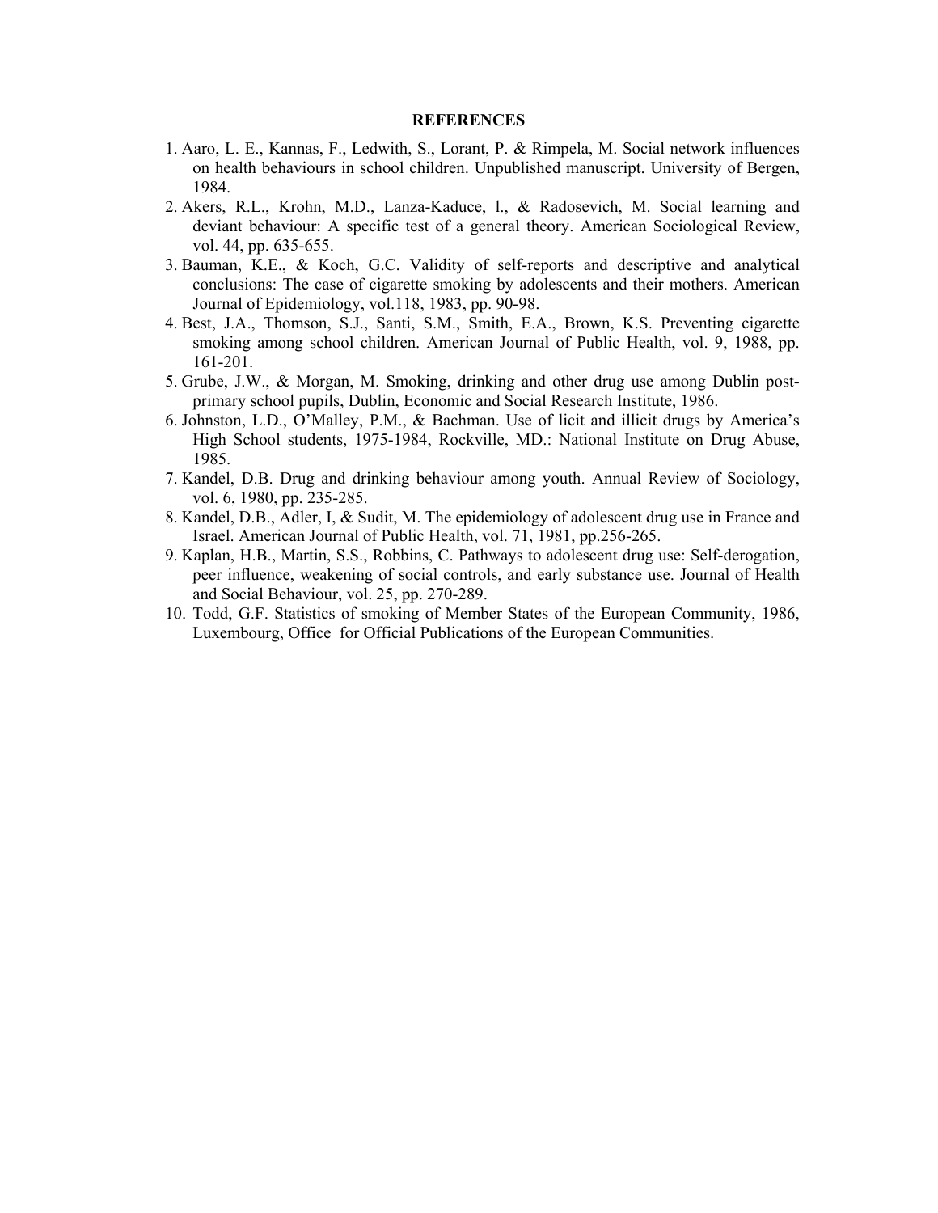**REFERENCES**

1. Aaro, L. E., Kannas, F., Ledwith, S., Lorant, P. & Rimpela, M. Social network influences on health behaviours in school children. Unpublished manuscript. University of Bergen, 1984.
2. Akers, R.L., Krohn, M.D., Lanza-Kaduce, l., & Radosevich, M. Social learning and deviant behaviour: A specific test of a general theory. American Sociological Review, vol. 44, pp. 635-655.
3. Bauman, K.E., & Koch, G.C. Validity of self-reports and descriptive and analytical conclusions: The case of cigarette smoking by adolescents and their mothers. American Journal of Epidemiology, vol.118, 1983, pp. 90-98.
4. Best, J.A., Thomson, S.J., Santi, S.M., Smith, E.A., Brown, K.S. Preventing cigarette smoking among school children. American Journal of Public Health, vol. 9, 1988, pp. 161-201.
5. Grube, J.W., & Morgan, M. Smoking, drinking and other drug use among Dublin post-primary school pupils, Dublin, Economic and Social Research Institute, 1986.
6. Johnston, L.D., O'Malley, P.M., & Bachman. Use of licit and illicit drugs by America's High School students, 1975-1984, Rockville, MD.: National Institute on Drug Abuse, 1985.
7. Kandel, D.B. Drug and drinking behaviour among youth. Annual Review of Sociology, vol. 6, 1980, pp. 235-285.
8. Kandel, D.B., Adler, I, & Sudit, M. The epidemiology of adolescent drug use in France and Israel. American Journal of Public Health, vol. 71, 1981, pp.256-265.
9. Kaplan, H.B., Martin, S.S., Robbins, C. Pathways to adolescent drug use: Self-derogation, peer influence, weakening of social controls, and early substance use. Journal of Health and Social Behaviour, vol. 25, pp. 270-289.
10. Todd, G.F. Statistics of smoking of Member States of the European Community, 1986, Luxembourg, Office for Official Publications of the European Communities.